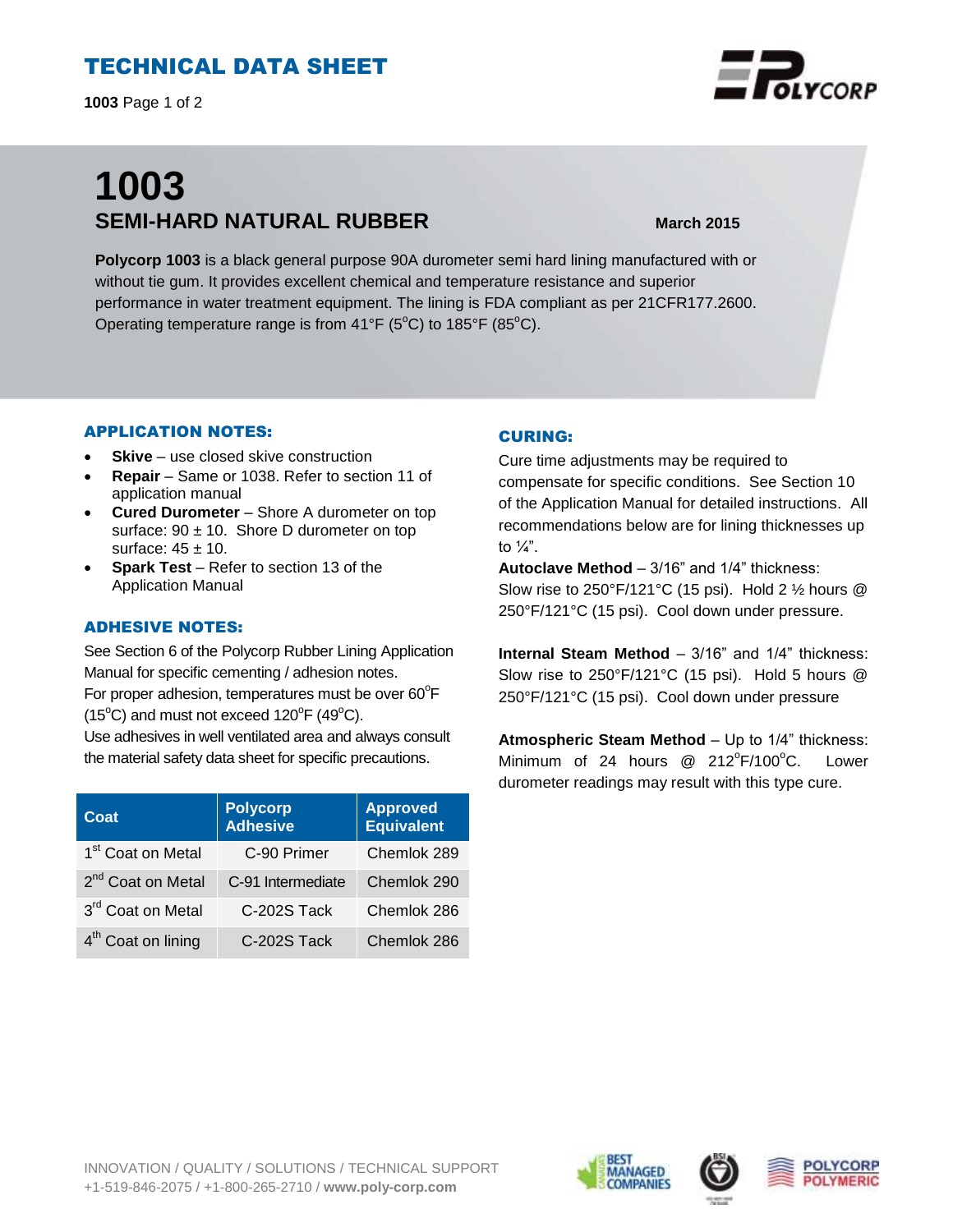# TECHNICAL DATA SHEET

**1003** Page 1 of 2

# 1003

## SEMI-HARD NATURAL RUBBER

**March 2015**

**Polycorp 1003** is a black general purpose 90A durometer semi hard lining manufactured with or without tie gum. It provides excellent chemical and temperature resistance and superior performance in water treatment equipment. The lining is FDA compliant as per 21CFR177.2600. Operating temperature range is from 41°F (5°C) to 185°F (85°C).

### APPLICATION NOTES:

- **Skive** – use closed skive construction
- **Repair** – Same or 1038. Refer to section 11 of application manual
- **Cured Durometer** – Shore A durometer on top surface: 90 ± 10. Shore D durometer on top surface: 45 ± 10.
- **Spark Test** – Refer to section 13 of the Application Manual

### ADHESIVE NOTES:

See Section 6 of the Polycorp Rubber Lining Application Manual for specific cementing / adhesion notes.
For proper adhesion, temperatures must be over 60°F (15°C) and must not exceed 120°F (49°C).
Use adhesives in well ventilated area and always consult the material safety data sheet for specific precautions.

| Coat | Polycorp Adhesive | Approved Equivalent |
|---|---|---|
| 1st Coat on Metal | C-90 Primer | Chemlok 289 |
| 2nd Coat on Metal | C-91 Intermediate | Chemlok 290 |
| 3rd Coat on Metal | C-202S Tack | Chemlok 286 |
| 4th Coat on lining | C-202S Tack | Chemlok 286 |

### CURING:

Cure time adjustments may be required to compensate for specific conditions. See Section 10 of the Application Manual for detailed instructions. All recommendations below are for lining thicknesses up to ¼".

**Autoclave Method** – 3/16" and 1/4" thickness: Slow rise to 250°F/121°C (15 psi). Hold 2 ½ hours @ 250°F/121°C (15 psi). Cool down under pressure.

**Internal Steam Method** – 3/16" and 1/4" thickness: Slow rise to 250°F/121°C (15 psi). Hold 5 hours @ 250°F/121°C (15 psi). Cool down under pressure

**Atmospheric Steam Method** – Up to 1/4" thickness: Minimum of 24 hours @ 212°F/100°C. Lower durometer readings may result with this type cure.

INNOVATION / QUALITY / SOLUTIONS / TECHNICAL SUPPORT
+1-519-846-2075 / +1-800-265-2710 / **www.poly-corp.com**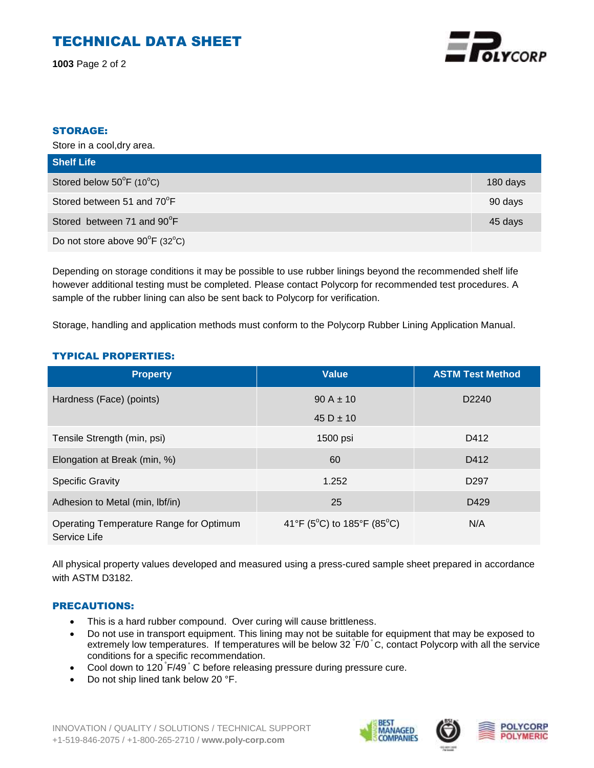## STORAGE:

Store in a cool,dry area.

| Shelf Life | |
|---|---|
| Stored below 50°F (10°C) | 180 days |
| Stored between 51 and 70°F | 90 days |
| Stored between 71 and 90°F | 45 days |
| Do not store above 90°F (32°C) | |

Depending on storage conditions it may be possible to use rubber linings beyond the recommended shelf life however additional testing must be completed. Please contact Polycorp for recommended test procedures. A sample of the rubber lining can also be sent back to Polycorp for verification.

Storage, handling and application methods must conform to the Polycorp Rubber Lining Application Manual.

## TYPICAL PROPERTIES:

| Property | Value | ASTM Test Method |
|---|---|---|
| Hardness (Face) (points) | 90 A ± 10<br>45 D ± 10 | D2240 |
| Tensile Strength (min, psi) | 1500 psi | D412 |
| Elongation at Break (min, %) | 60 | D412 |
| Specific Gravity | 1.252 | D297 |
| Adhesion to Metal (min, lbf/in) | 25 | D429 |
| Operating Temperature Range for Optimum Service Life | 41°F (5°C) to 185°F (85°C) | N/A |

All physical property values developed and measured using a press-cured sample sheet prepared in accordance with ASTM D3182.

## PRECAUTIONS:

- This is a hard rubber compound. Over curing will cause brittleness.
- Do not use in transport equipment. This lining may not be suitable for equipment that may be exposed to extremely low temperatures. If temperatures will be below 32 °F/0 °C, contact Polycorp with all the service conditions for a specific recommendation.
- Cool down to 120 °F/49 °C before releasing pressure during pressure cure.
- Do not ship lined tank below 20 °F.

INNOVATION / QUALITY / SOLUTIONS / TECHNICAL SUPPORT
+1-519-846-2075 / +1-800-265-2710 / **www.poly-corp.com**